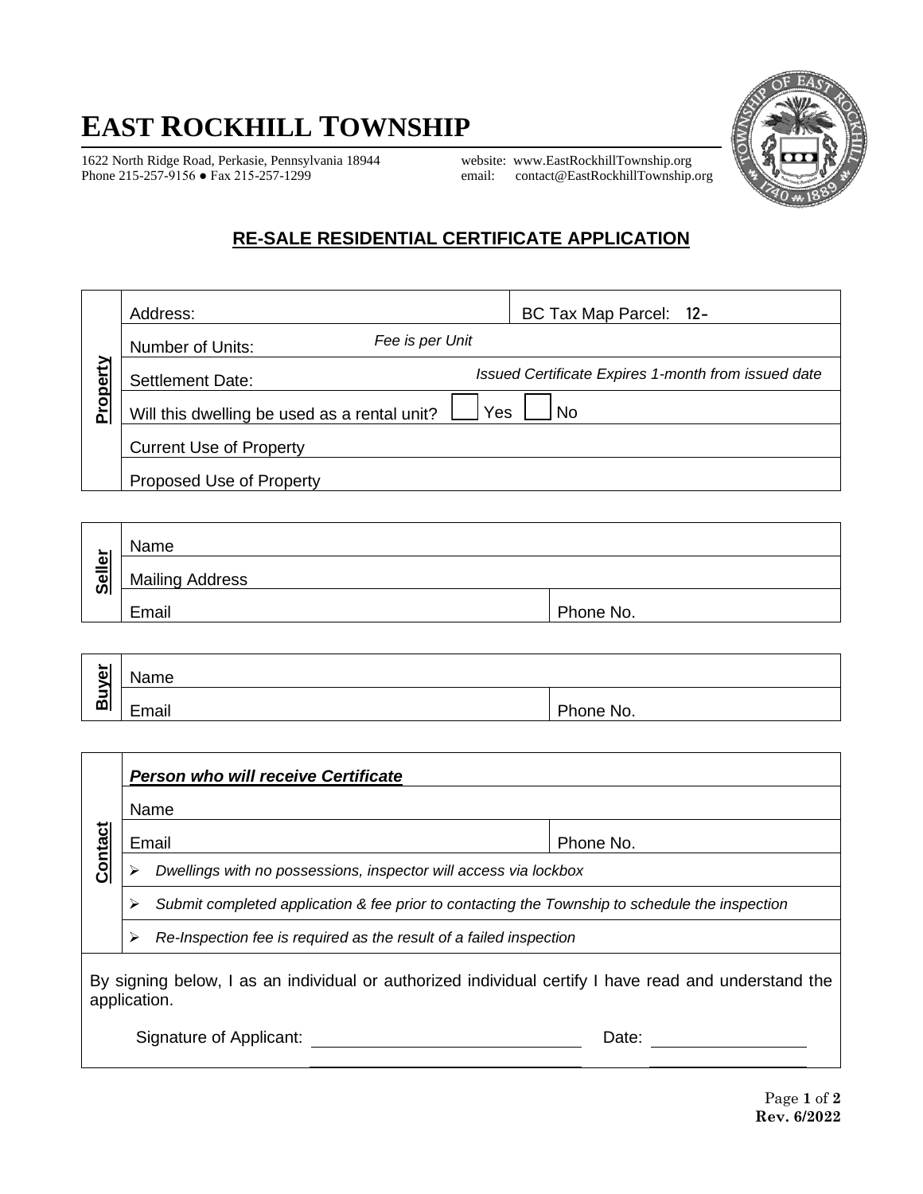# EAST ROCKHILL TOWNSHIP

1622 North Ridge Road, Perkasie, Pennsylvania 18944
Phone 215-257-9156 ● Fax 215-257-1299

website: www.EastRockhillTownship.org
email: contact@EastRockhillTownship.org

## RE-SALE RESIDENTIAL CERTIFICATE APPLICATION

| **Property** | | |
|---|---|---|
| | Address: | BC Tax Map Parcel: 12- |
| | Number of Units: *Fee is per Unit* | |
| | Settlement Date: *Issued Certificate Expires 1-month from issued date* | |
| | Will this dwelling be used as a rental unit? ☐ Yes ☐ No | |
| | Current Use of Property | |
| | Proposed Use of Property | |

| **Seller** | | |
|---|---|---|
| | Name | |
| | Mailing Address | |
| | Email | Phone No. |

| **Buyer** | | |
|---|---|---|
| | Name | |
| | Email | Phone No. |

| **Contact** | | |
|---|---|---|
| | ***Person who will receive Certificate*** | |
| | Name | |
| | Email | Phone No. |
| | ➢ *Dwellings with no possessions, inspector will access via lockbox* | |
| | ➢ *Submit completed application & fee prior to contacting the Township to schedule the inspection* | |
| | ➢ *Re-Inspection fee is required as the result of a failed inspection* | |

By signing below, I as an individual or authorized individual certify I have read and understand the application.

Signature of Applicant: ______________________________ Date: ________________

Rev. 6/2022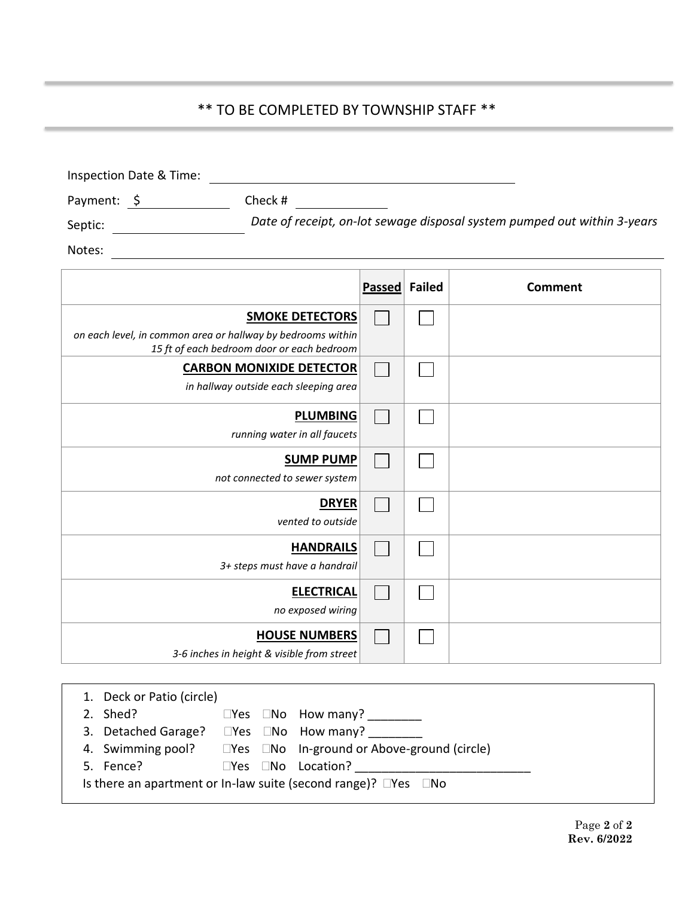** TO BE COMPLETED BY TOWNSHIP STAFF **

Inspection Date & Time: ____________________________________________

Payment: $ ______________ Check # ____________

Septic: ____________________ *Date of receipt, on-lot sewage disposal system pumped out within 3-years*

Notes: ______________________________________________________________________

| | **Passed** | **Failed** | **Comment** |
|---|---|---|---|
| **SMOKE DETECTORS** *on each level, in common area or hallway by bedrooms within 15 ft of each bedroom door or each bedroom* | ☐ | ☐ | |
| **CARBON MONIXIDE DETECTOR** *in hallway outside each sleeping area* | ☐ | ☐ | |
| **PLUMBING** *running water in all faucets* | ☐ | ☐ | |
| **SUMP PUMP** *not connected to sewer system* | ☐ | ☐ | |
| **DRYER** *vented to outside* | ☐ | ☐ | |
| **HANDRAILS** *3+ steps must have a handrail* | ☐ | ☐ | |
| **ELECTRICAL** *no exposed wiring* | ☐ | ☐ | |
| **HOUSE NUMBERS** *3-6 inches in height & visible from street* | ☐ | ☐ | |

1. Deck or Patio (circle)
2. Shed? ☐Yes ☐No How many? ________
3. Detached Garage? ☐Yes ☐No How many? ________
4. Swimming pool? ☐Yes ☐No In-ground or Above-ground (circle)
5. Fence? ☐Yes ☐No Location? __________________________

Is there an apartment or In-law suite (second range)? ☐Yes ☐No

Rev. 6/2022